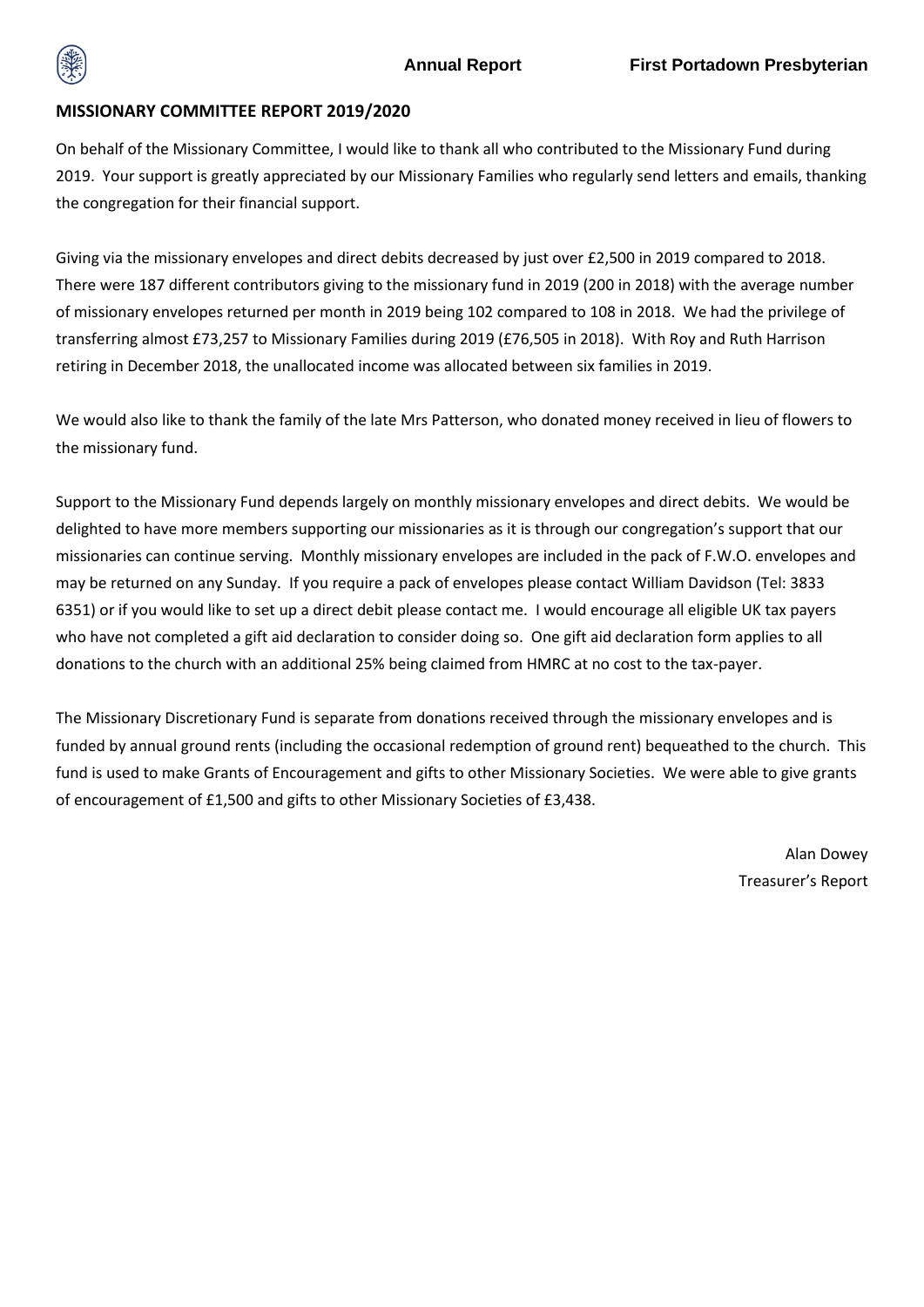## MISSIONARY COMMITTEE REPORT 2019/2020

On behalf of the Missionary Committee, I would like to thank all who contributed to the Missionary Fund during 2019. Your support is greatly appreciated by our Missionary Families who regularly send letters and emails, thanking the congregation for their financial support.

Giving via the missionary envelopes and direct debits decreased by just over £2,500 in 2019 compared to 2018. There were 187 different contributors giving to the missionary fund in 2019 (200 in 2018) with the average number of missionary envelopes returned per month in 2019 being 102 compared to 108 in 2018. We had the privilege of transferring almost £73,257 to Missionary Families during 2019 (£76,505 in 2018). With Roy and Ruth Harrison retiring in December 2018, the unallocated income was allocated between six families in 2019.

We would also like to thank the family of the late Mrs Patterson, who donated money received in lieu of flowers to the missionary fund.

Support to the Missionary Fund depends largely on monthly missionary envelopes and direct debits. We would be delighted to have more members supporting our missionaries as it is through our congregation's support that our missionaries can continue serving. Monthly missionary envelopes are included in the pack of F.W.O. envelopes and may be returned on any Sunday. If you require a pack of envelopes please contact William Davidson (Tel: 3833 6351) or if you would like to set up a direct debit please contact me. I would encourage all eligible UK tax payers who have not completed a gift aid declaration to consider doing so. One gift aid declaration form applies to all donations to the church with an additional 25% being claimed from HMRC at no cost to the tax-payer.

The Missionary Discretionary Fund is separate from donations received through the missionary envelopes and is funded by annual ground rents (including the occasional redemption of ground rent) bequeathed to the church. This fund is used to make Grants of Encouragement and gifts to other Missionary Societies. We were able to give grants of encouragement of £1,500 and gifts to other Missionary Societies of £3,438.

Alan Dowey
Treasurer's Report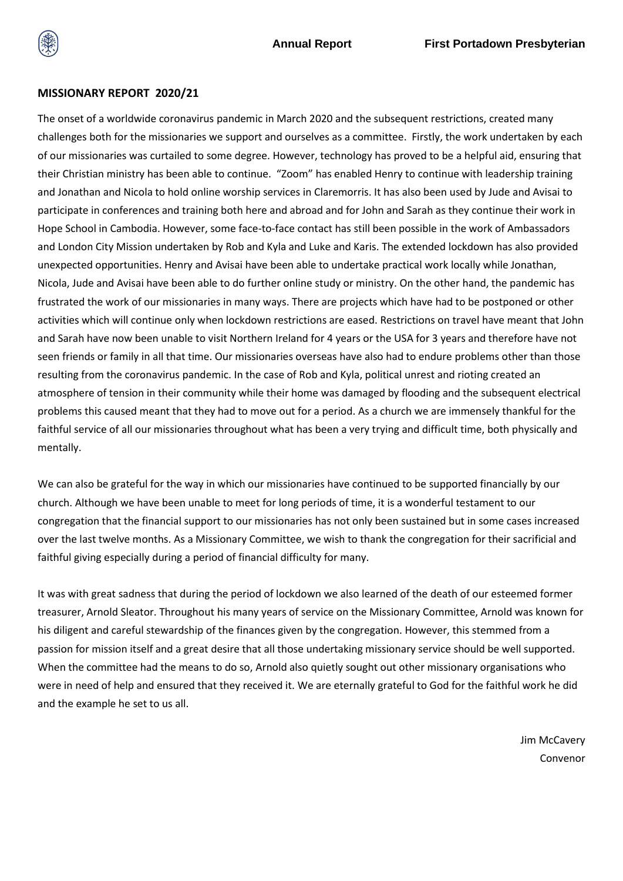## MISSIONARY REPORT 2020/21

The onset of a worldwide coronavirus pandemic in March 2020 and the subsequent restrictions, created many challenges both for the missionaries we support and ourselves as a committee. Firstly, the work undertaken by each of our missionaries was curtailed to some degree. However, technology has proved to be a helpful aid, ensuring that their Christian ministry has been able to continue. "Zoom" has enabled Henry to continue with leadership training and Jonathan and Nicola to hold online worship services in Claremorris. It has also been used by Jude and Avisai to participate in conferences and training both here and abroad and for John and Sarah as they continue their work in Hope School in Cambodia. However, some face-to-face contact has still been possible in the work of Ambassadors and London City Mission undertaken by Rob and Kyla and Luke and Karis. The extended lockdown has also provided unexpected opportunities. Henry and Avisai have been able to undertake practical work locally while Jonathan, Nicola, Jude and Avisai have been able to do further online study or ministry. On the other hand, the pandemic has frustrated the work of our missionaries in many ways. There are projects which have had to be postponed or other activities which will continue only when lockdown restrictions are eased. Restrictions on travel have meant that John and Sarah have now been unable to visit Northern Ireland for 4 years or the USA for 3 years and therefore have not seen friends or family in all that time. Our missionaries overseas have also had to endure problems other than those resulting from the coronavirus pandemic. In the case of Rob and Kyla, political unrest and rioting created an atmosphere of tension in their community while their home was damaged by flooding and the subsequent electrical problems this caused meant that they had to move out for a period. As a church we are immensely thankful for the faithful service of all our missionaries throughout what has been a very trying and difficult time, both physically and mentally.

We can also be grateful for the way in which our missionaries have continued to be supported financially by our church. Although we have been unable to meet for long periods of time, it is a wonderful testament to our congregation that the financial support to our missionaries has not only been sustained but in some cases increased over the last twelve months. As a Missionary Committee, we wish to thank the congregation for their sacrificial and faithful giving especially during a period of financial difficulty for many.

It was with great sadness that during the period of lockdown we also learned of the death of our esteemed former treasurer, Arnold Sleator. Throughout his many years of service on the Missionary Committee, Arnold was known for his diligent and careful stewardship of the finances given by the congregation. However, this stemmed from a passion for mission itself and a great desire that all those undertaking missionary service should be well supported. When the committee had the means to do so, Arnold also quietly sought out other missionary organisations who were in need of help and ensured that they received it. We are eternally grateful to God for the faithful work he did and the example he set to us all.

Jim McCavery
Convenor